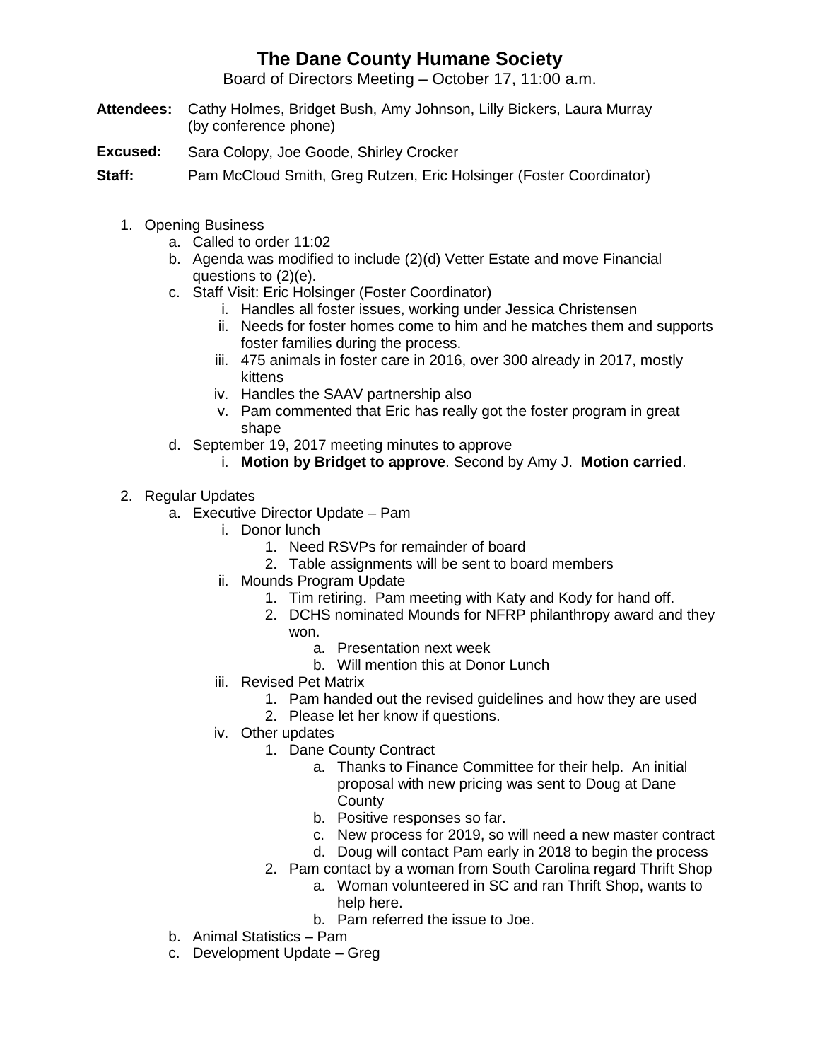# The Dane County Humane Society

Board of Directors Meeting – October 17, 11:00 a.m.

**Attendees:** Cathy Holmes, Bridget Bush, Amy Johnson, Lilly Bickers, Laura Murray (by conference phone)

**Excused:** Sara Colopy, Joe Goode, Shirley Crocker

**Staff:** Pam McCloud Smith, Greg Rutzen, Eric Holsinger (Foster Coordinator)

1. Opening Business
   a. Called to order 11:02
   b. Agenda was modified to include (2)(d) Vetter Estate and move Financial questions to (2)(e).
   c. Staff Visit: Eric Holsinger (Foster Coordinator)
      i. Handles all foster issues, working under Jessica Christensen
      ii. Needs for foster homes come to him and he matches them and supports foster families during the process.
      iii. 475 animals in foster care in 2016, over 300 already in 2017, mostly kittens
      iv. Handles the SAAV partnership also
      v. Pam commented that Eric has really got the foster program in great shape
   d. September 19, 2017 meeting minutes to approve
      i. **Motion by Bridget to approve**. Second by Amy J. **Motion carried**.

2. Regular Updates
   a. Executive Director Update – Pam
      i. Donor lunch
         1. Need RSVPs for remainder of board
         2. Table assignments will be sent to board members
      ii. Mounds Program Update
         1. Tim retiring. Pam meeting with Katy and Kody for hand off.
         2. DCHS nominated Mounds for NFRP philanthropy award and they won.
            a. Presentation next week
            b. Will mention this at Donor Lunch
      iii. Revised Pet Matrix
         1. Pam handed out the revised guidelines and how they are used
         2. Please let her know if questions.
      iv. Other updates
         1. Dane County Contract
            a. Thanks to Finance Committee for their help. An initial proposal with new pricing was sent to Doug at Dane County
            b. Positive responses so far.
            c. New process for 2019, so will need a new master contract
            d. Doug will contact Pam early in 2018 to begin the process
         2. Pam contact by a woman from South Carolina regard Thrift Shop
            a. Woman volunteered in SC and ran Thrift Shop, wants to help here.
            b. Pam referred the issue to Joe.
   b. Animal Statistics – Pam
   c. Development Update – Greg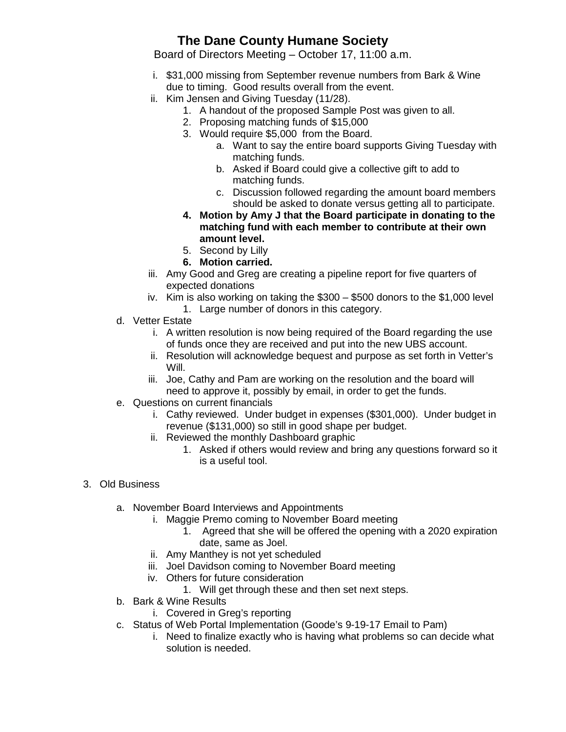# The Dane County Humane Society

Board of Directors Meeting – October 17, 11:00 a.m.

i. $31,000 missing from September revenue numbers from Bark & Wine due to timing. Good results overall from the event.

ii. Kim Jensen and Giving Tuesday (11/28).

1. A handout of the proposed Sample Post was given to all.
2. Proposing matching funds of $15,000
3. Would require $5,000 from the Board.
    a. Want to say the entire board supports Giving Tuesday with matching funds.
    b. Asked if Board could give a collective gift to add to matching funds.
    c. Discussion followed regarding the amount board members should be asked to donate versus getting all to participate.
4. **Motion by Amy J that the Board participate in donating to the matching fund with each member to contribute at their own amount level.**
5. Second by Lilly
6. **Motion carried.**

iii. Amy Good and Greg are creating a pipeline report for five quarters of expected donations

iv. Kim is also working on taking the $300 – $500 donors to the $1,000 level

1. Large number of donors in this category.

d. Vetter Estate

i. A written resolution is now being required of the Board regarding the use of funds once they are received and put into the new UBS account.

ii. Resolution will acknowledge bequest and purpose as set forth in Vetter's Will.

iii. Joe, Cathy and Pam are working on the resolution and the board will need to approve it, possibly by email, in order to get the funds.

e. Questions on current financials

i. Cathy reviewed. Under budget in expenses ($301,000). Under budget in revenue ($131,000) so still in good shape per budget.

ii. Reviewed the monthly Dashboard graphic

1. Asked if others would review and bring any questions forward so it is a useful tool.

3. Old Business

a. November Board Interviews and Appointments

i. Maggie Premo coming to November Board meeting

1. Agreed that she will be offered the opening with a 2020 expiration date, same as Joel.

ii. Amy Manthey is not yet scheduled

iii. Joel Davidson coming to November Board meeting

iv. Others for future consideration

1. Will get through these and then set next steps.

b. Bark & Wine Results

i. Covered in Greg's reporting

c. Status of Web Portal Implementation (Goode's 9-19-17 Email to Pam)

i. Need to finalize exactly who is having what problems so can decide what solution is needed.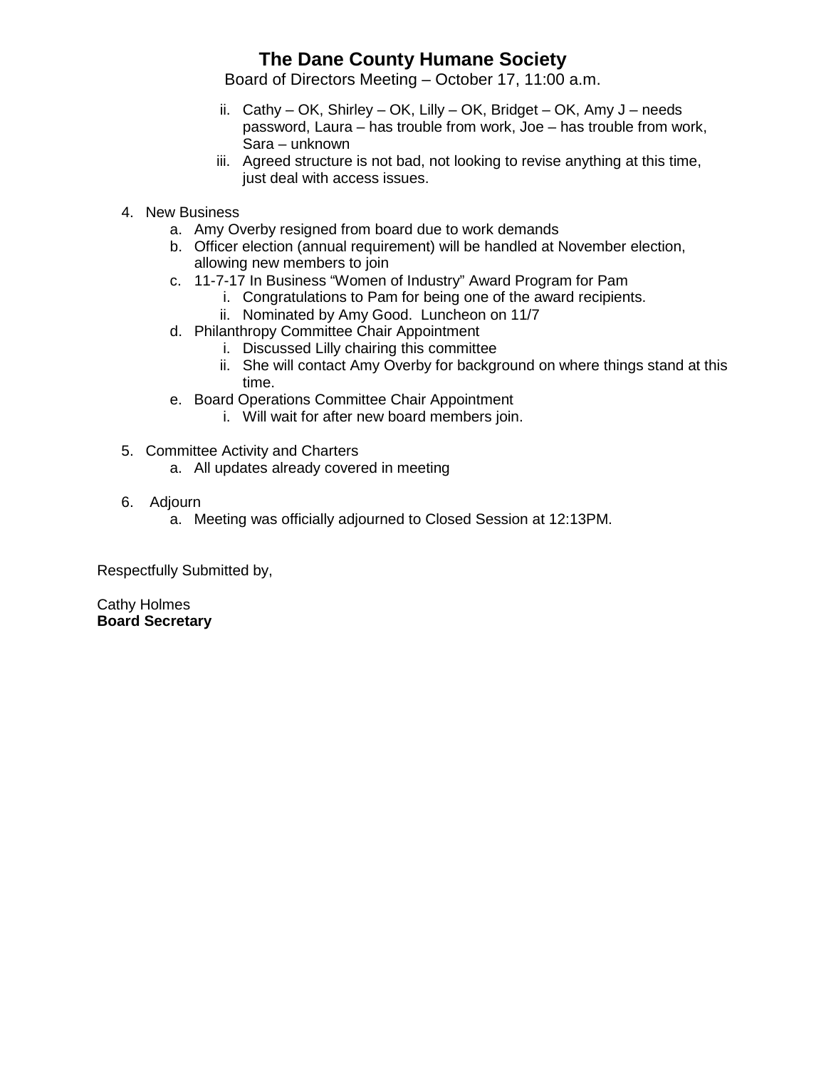# The Dane County Humane Society

Board of Directors Meeting – October 17, 11:00 a.m.

  - ii. Cathy – OK, Shirley – OK, Lilly – OK, Bridget – OK, Amy J – needs password, Laura – has trouble from work, Joe – has trouble from work, Sara – unknown
  - iii. Agreed structure is not bad, not looking to revise anything at this time, just deal with access issues.

4. New Business
   - a. Amy Overby resigned from board due to work demands
   - b. Officer election (annual requirement) will be handled at November election, allowing new members to join
   - c. 11-7-17 In Business "Women of Industry" Award Program for Pam
     - i. Congratulations to Pam for being one of the award recipients.
     - ii. Nominated by Amy Good. Luncheon on 11/7
   - d. Philanthropy Committee Chair Appointment
     - i. Discussed Lilly chairing this committee
     - ii. She will contact Amy Overby for background on where things stand at this time.
   - e. Board Operations Committee Chair Appointment
     - i. Will wait for after new board members join.

5. Committee Activity and Charters
   - a. All updates already covered in meeting

6. Adjourn
   - a. Meeting was officially adjourned to Closed Session at 12:13PM.

Respectfully Submitted by,

Cathy Holmes
**Board Secretary**